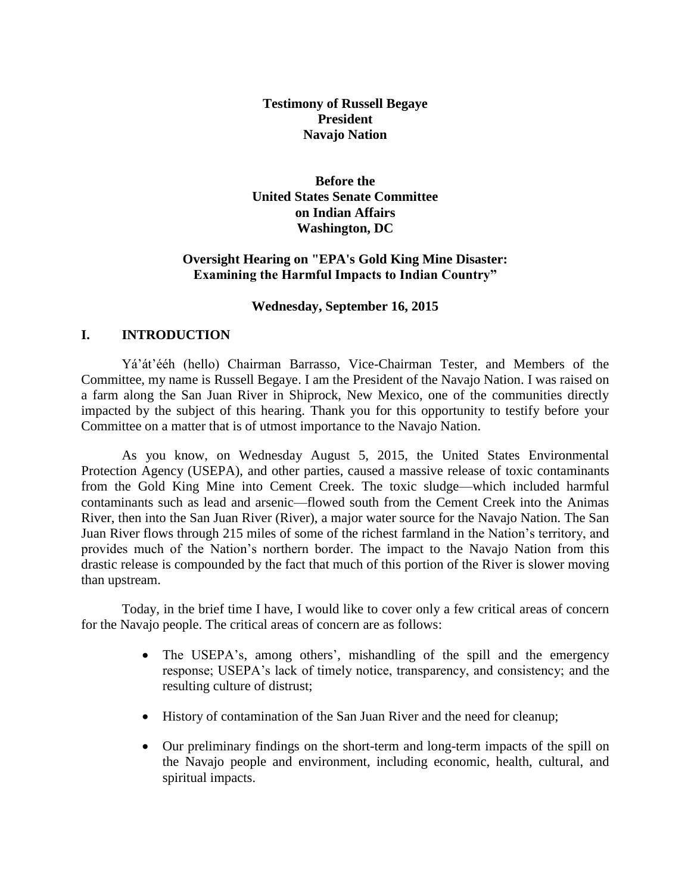**Testimony of Russell Begaye**
**President**
**Navajo Nation**

**Before the**
**United States Senate Committee**
**on Indian Affairs**
**Washington, DC**

**Oversight Hearing on "EPA's Gold King Mine Disaster:**
**Examining the Harmful Impacts to Indian Country"**

**Wednesday, September 16, 2015**

## I. INTRODUCTION

Yá'át'ééh (hello) Chairman Barrasso, Vice-Chairman Tester, and Members of the Committee, my name is Russell Begaye. I am the President of the Navajo Nation. I was raised on a farm along the San Juan River in Shiprock, New Mexico, one of the communities directly impacted by the subject of this hearing. Thank you for this opportunity to testify before your Committee on a matter that is of utmost importance to the Navajo Nation.

As you know, on Wednesday August 5, 2015, the United States Environmental Protection Agency (USEPA), and other parties, caused a massive release of toxic contaminants from the Gold King Mine into Cement Creek. The toxic sludge—which included harmful contaminants such as lead and arsenic—flowed south from the Cement Creek into the Animas River, then into the San Juan River (River), a major water source for the Navajo Nation. The San Juan River flows through 215 miles of some of the richest farmland in the Nation's territory, and provides much of the Nation's northern border. The impact to the Navajo Nation from this drastic release is compounded by the fact that much of this portion of the River is slower moving than upstream.

Today, in the brief time I have, I would like to cover only a few critical areas of concern for the Navajo people. The critical areas of concern are as follows:

- The USEPA's, among others', mishandling of the spill and the emergency response; USEPA's lack of timely notice, transparency, and consistency; and the resulting culture of distrust;
- History of contamination of the San Juan River and the need for cleanup;
- Our preliminary findings on the short-term and long-term impacts of the spill on the Navajo people and environment, including economic, health, cultural, and spiritual impacts.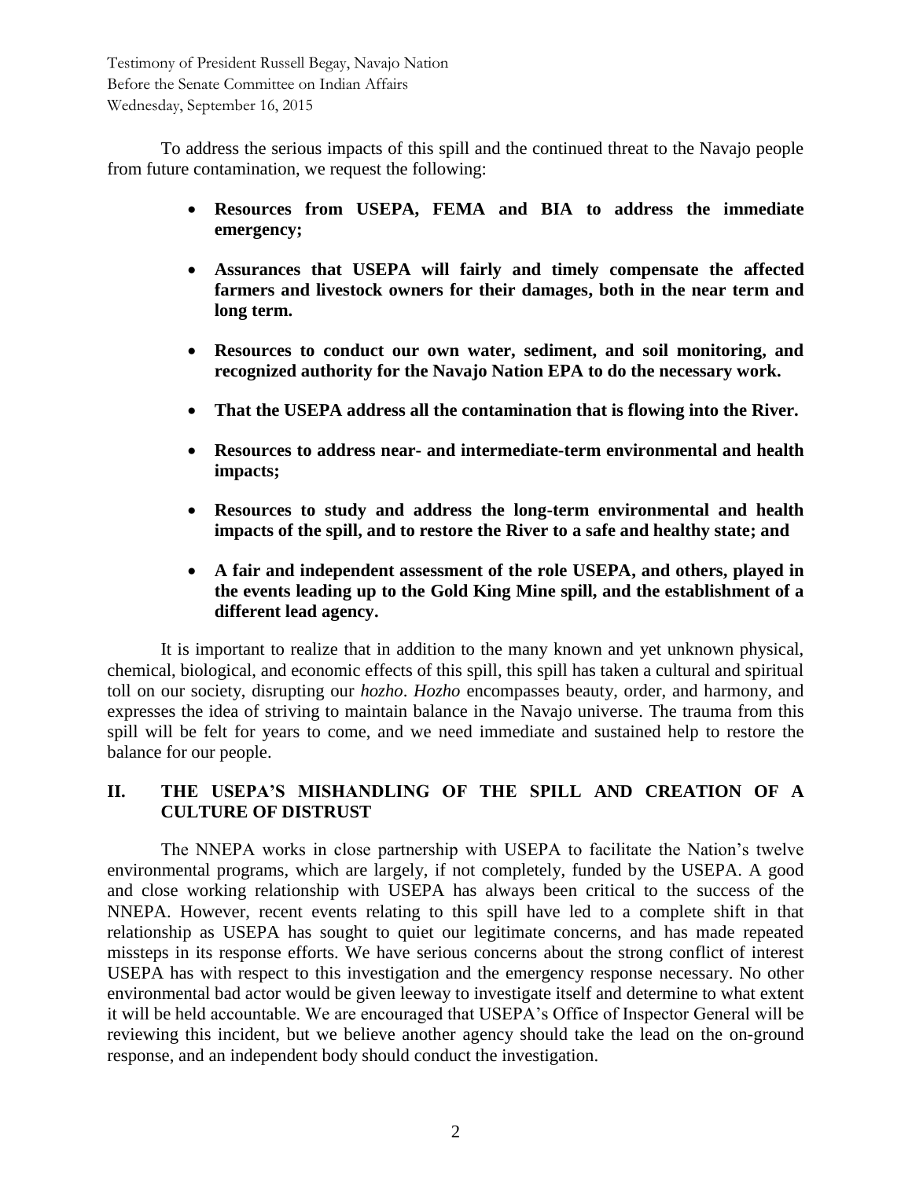To address the serious impacts of this spill and the continued threat to the Navajo people from future contamination, we request the following:

- **Resources from USEPA, FEMA and BIA to address the immediate emergency;**
- **Assurances that USEPA will fairly and timely compensate the affected farmers and livestock owners for their damages, both in the near term and long term.**
- **Resources to conduct our own water, sediment, and soil monitoring, and recognized authority for the Navajo Nation EPA to do the necessary work.**
- **That the USEPA address all the contamination that is flowing into the River.**
- **Resources to address near- and intermediate-term environmental and health impacts;**
- **Resources to study and address the long-term environmental and health impacts of the spill, and to restore the River to a safe and healthy state; and**
- **A fair and independent assessment of the role USEPA, and others, played in the events leading up to the Gold King Mine spill, and the establishment of a different lead agency.**

It is important to realize that in addition to the many known and yet unknown physical, chemical, biological, and economic effects of this spill, this spill has taken a cultural and spiritual toll on our society, disrupting our *hozho*. *Hozho* encompasses beauty, order, and harmony, and expresses the idea of striving to maintain balance in the Navajo universe. The trauma from this spill will be felt for years to come, and we need immediate and sustained help to restore the balance for our people.

## II. THE USEPA'S MISHANDLING OF THE SPILL AND CREATION OF A CULTURE OF DISTRUST

The NNEPA works in close partnership with USEPA to facilitate the Nation's twelve environmental programs, which are largely, if not completely, funded by the USEPA. A good and close working relationship with USEPA has always been critical to the success of the NNEPA. However, recent events relating to this spill have led to a complete shift in that relationship as USEPA has sought to quiet our legitimate concerns, and has made repeated missteps in its response efforts. We have serious concerns about the strong conflict of interest USEPA has with respect to this investigation and the emergency response necessary. No other environmental bad actor would be given leeway to investigate itself and determine to what extent it will be held accountable. We are encouraged that USEPA's Office of Inspector General will be reviewing this incident, but we believe another agency should take the lead on the on-ground response, and an independent body should conduct the investigation.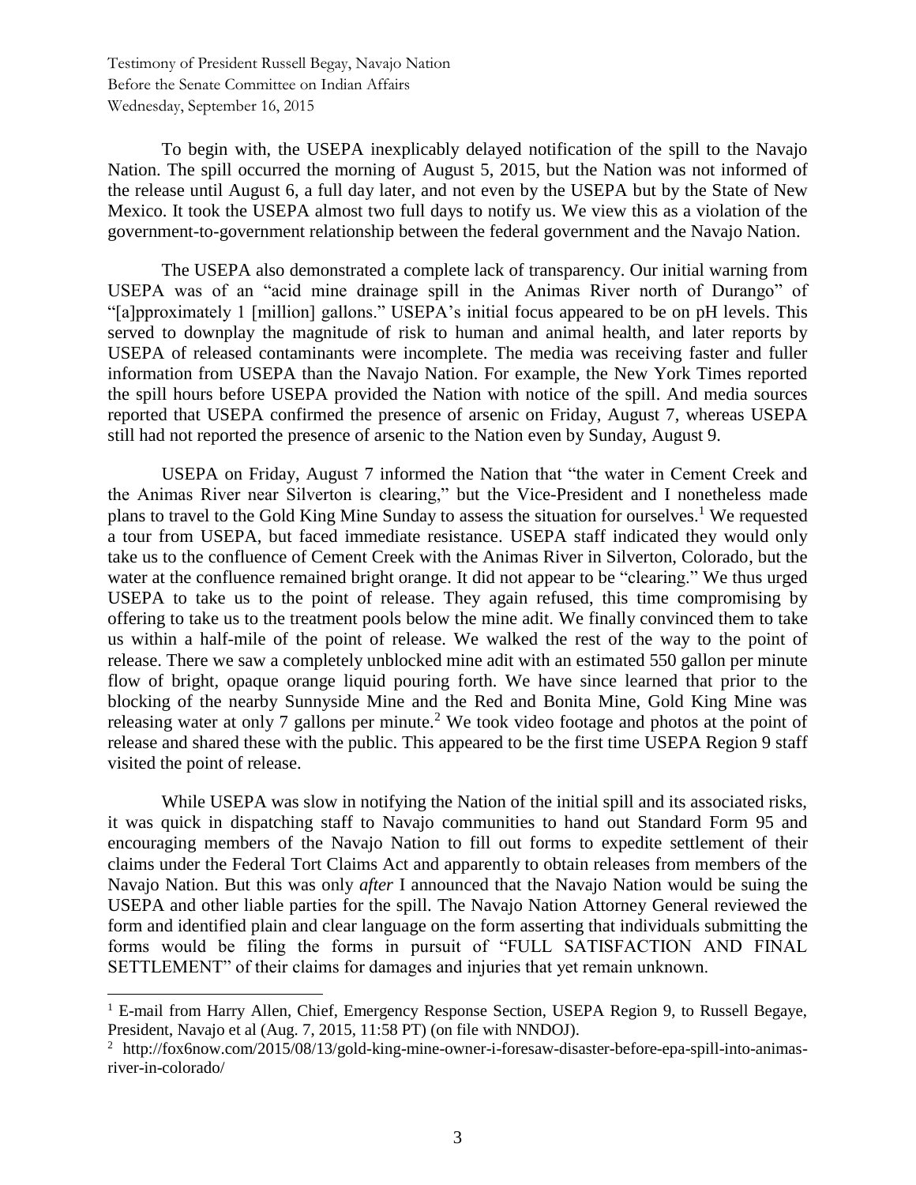To begin with, the USEPA inexplicably delayed notification of the spill to the Navajo Nation. The spill occurred the morning of August 5, 2015, but the Nation was not informed of the release until August 6, a full day later, and not even by the USEPA but by the State of New Mexico. It took the USEPA almost two full days to notify us. We view this as a violation of the government-to-government relationship between the federal government and the Navajo Nation.

The USEPA also demonstrated a complete lack of transparency. Our initial warning from USEPA was of an "acid mine drainage spill in the Animas River north of Durango" of "[a]pproximately 1 [million] gallons." USEPA's initial focus appeared to be on pH levels. This served to downplay the magnitude of risk to human and animal health, and later reports by USEPA of released contaminants were incomplete. The media was receiving faster and fuller information from USEPA than the Navajo Nation. For example, the New York Times reported the spill hours before USEPA provided the Nation with notice of the spill. And media sources reported that USEPA confirmed the presence of arsenic on Friday, August 7, whereas USEPA still had not reported the presence of arsenic to the Nation even by Sunday, August 9.

USEPA on Friday, August 7 informed the Nation that "the water in Cement Creek and the Animas River near Silverton is clearing," but the Vice-President and I nonetheless made plans to travel to the Gold King Mine Sunday to assess the situation for ourselves.[1] We requested a tour from USEPA, but faced immediate resistance. USEPA staff indicated they would only take us to the confluence of Cement Creek with the Animas River in Silverton, Colorado, but the water at the confluence remained bright orange. It did not appear to be "clearing." We thus urged USEPA to take us to the point of release. They again refused, this time compromising by offering to take us to the treatment pools below the mine adit. We finally convinced them to take us within a half-mile of the point of release. We walked the rest of the way to the point of release. There we saw a completely unblocked mine adit with an estimated 550 gallon per minute flow of bright, opaque orange liquid pouring forth. We have since learned that prior to the blocking of the nearby Sunnyside Mine and the Red and Bonita Mine, Gold King Mine was releasing water at only 7 gallons per minute.[2] We took video footage and photos at the point of release and shared these with the public. This appeared to be the first time USEPA Region 9 staff visited the point of release.

While USEPA was slow in notifying the Nation of the initial spill and its associated risks, it was quick in dispatching staff to Navajo communities to hand out Standard Form 95 and encouraging members of the Navajo Nation to fill out forms to expedite settlement of their claims under the Federal Tort Claims Act and apparently to obtain releases from members of the Navajo Nation. But this was only *after* I announced that the Navajo Nation would be suing the USEPA and other liable parties for the spill. The Navajo Nation Attorney General reviewed the form and identified plain and clear language on the form asserting that individuals submitting the forms would be filing the forms in pursuit of "FULL SATISFACTION AND FINAL SETTLEMENT" of their claims for damages and injuries that yet remain unknown.

---

[1] E-mail from Harry Allen, Chief, Emergency Response Section, USEPA Region 9, to Russell Begaye, President, Navajo et al (Aug. 7, 2015, 11:58 PT) (on file with NNDOJ).

[2] http://fox6now.com/2015/08/13/gold-king-mine-owner-i-foresaw-disaster-before-epa-spill-into-animas-river-in-colorado/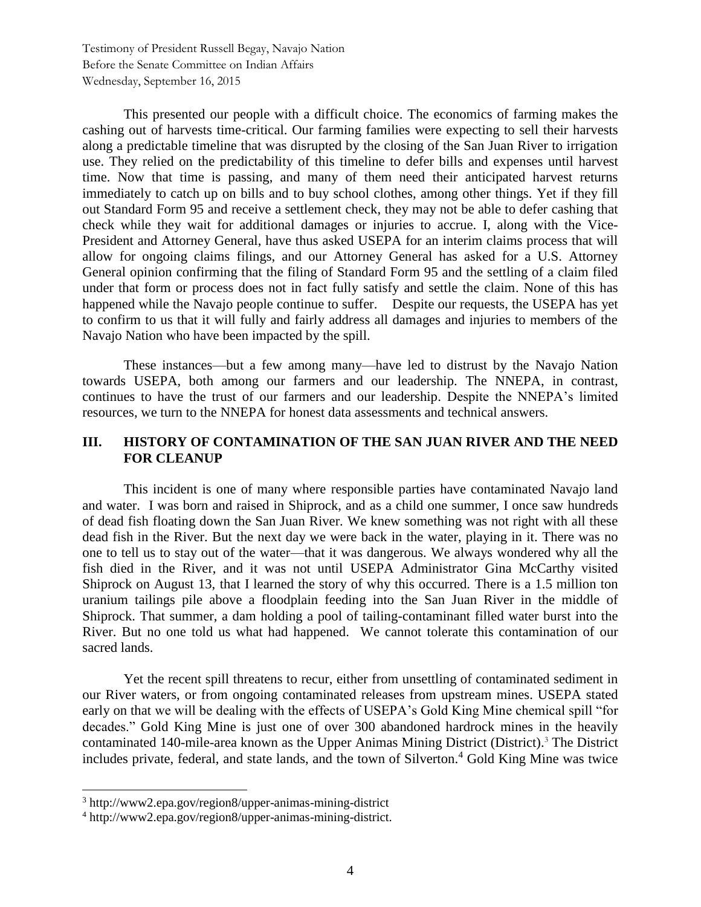This presented our people with a difficult choice. The economics of farming makes the cashing out of harvests time-critical. Our farming families were expecting to sell their harvests along a predictable timeline that was disrupted by the closing of the San Juan River to irrigation use. They relied on the predictability of this timeline to defer bills and expenses until harvest time. Now that time is passing, and many of them need their anticipated harvest returns immediately to catch up on bills and to buy school clothes, among other things. Yet if they fill out Standard Form 95 and receive a settlement check, they may not be able to defer cashing that check while they wait for additional damages or injuries to accrue. I, along with the Vice-President and Attorney General, have thus asked USEPA for an interim claims process that will allow for ongoing claims filings, and our Attorney General has asked for a U.S. Attorney General opinion confirming that the filing of Standard Form 95 and the settling of a claim filed under that form or process does not in fact fully satisfy and settle the claim. None of this has happened while the Navajo people continue to suffer. Despite our requests, the USEPA has yet to confirm to us that it will fully and fairly address all damages and injuries to members of the Navajo Nation who have been impacted by the spill.

These instances—but a few among many—have led to distrust by the Navajo Nation towards USEPA, both among our farmers and our leadership. The NNEPA, in contrast, continues to have the trust of our farmers and our leadership. Despite the NNEPA's limited resources, we turn to the NNEPA for honest data assessments and technical answers.

## III. HISTORY OF CONTAMINATION OF THE SAN JUAN RIVER AND THE NEED FOR CLEANUP

This incident is one of many where responsible parties have contaminated Navajo land and water. I was born and raised in Shiprock, and as a child one summer, I once saw hundreds of dead fish floating down the San Juan River. We knew something was not right with all these dead fish in the River. But the next day we were back in the water, playing in it. There was no one to tell us to stay out of the water—that it was dangerous. We always wondered why all the fish died in the River, and it was not until USEPA Administrator Gina McCarthy visited Shiprock on August 13, that I learned the story of why this occurred. There is a 1.5 million ton uranium tailings pile above a floodplain feeding into the San Juan River in the middle of Shiprock. That summer, a dam holding a pool of tailing-contaminant filled water burst into the River. But no one told us what had happened. We cannot tolerate this contamination of our sacred lands.

Yet the recent spill threatens to recur, either from unsettling of contaminated sediment in our River waters, or from ongoing contaminated releases from upstream mines. USEPA stated early on that we will be dealing with the effects of USEPA's Gold King Mine chemical spill "for decades." Gold King Mine is just one of over 300 abandoned hardrock mines in the heavily contaminated 140-mile-area known as the Upper Animas Mining District (District).[3] The District includes private, federal, and state lands, and the town of Silverton.[4] Gold King Mine was twice

[3] http://www2.epa.gov/region8/upper-animas-mining-district

[4] http://www2.epa.gov/region8/upper-animas-mining-district.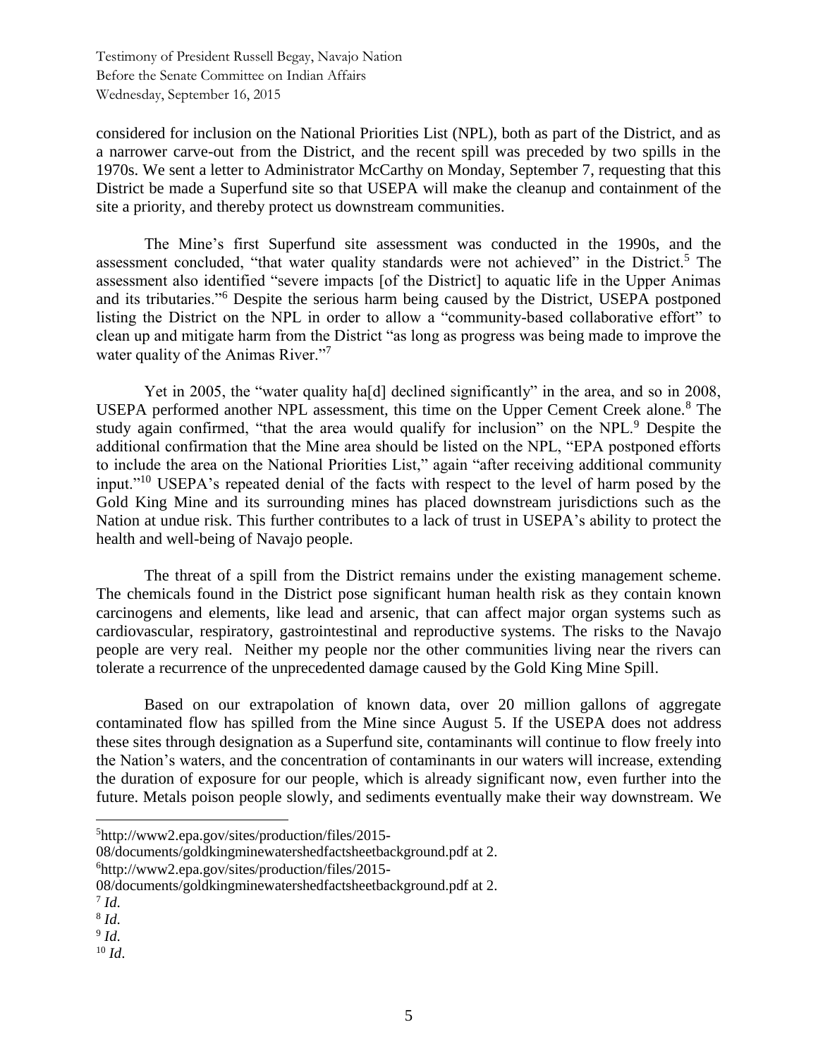considered for inclusion on the National Priorities List (NPL), both as part of the District, and as a narrower carve-out from the District, and the recent spill was preceded by two spills in the 1970s. We sent a letter to Administrator McCarthy on Monday, September 7, requesting that this District be made a Superfund site so that USEPA will make the cleanup and containment of the site a priority, and thereby protect us downstream communities.

The Mine's first Superfund site assessment was conducted in the 1990s, and the assessment concluded, "that water quality standards were not achieved" in the District.[5] The assessment also identified "severe impacts [of the District] to aquatic life in the Upper Animas and its tributaries."[6] Despite the serious harm being caused by the District, USEPA postponed listing the District on the NPL in order to allow a "community-based collaborative effort" to clean up and mitigate harm from the District "as long as progress was being made to improve the water quality of the Animas River."[7]

Yet in 2005, the "water quality ha[d] declined significantly" in the area, and so in 2008, USEPA performed another NPL assessment, this time on the Upper Cement Creek alone.[8] The study again confirmed, "that the area would qualify for inclusion" on the NPL.[9] Despite the additional confirmation that the Mine area should be listed on the NPL, "EPA postponed efforts to include the area on the National Priorities List," again "after receiving additional community input."[10] USEPA's repeated denial of the facts with respect to the level of harm posed by the Gold King Mine and its surrounding mines has placed downstream jurisdictions such as the Nation at undue risk. This further contributes to a lack of trust in USEPA's ability to protect the health and well-being of Navajo people.

The threat of a spill from the District remains under the existing management scheme. The chemicals found in the District pose significant human health risk as they contain known carcinogens and elements, like lead and arsenic, that can affect major organ systems such as cardiovascular, respiratory, gastrointestinal and reproductive systems. The risks to the Navajo people are very real. Neither my people nor the other communities living near the rivers can tolerate a recurrence of the unprecedented damage caused by the Gold King Mine Spill.

Based on our extrapolation of known data, over 20 million gallons of aggregate contaminated flow has spilled from the Mine since August 5. If the USEPA does not address these sites through designation as a Superfund site, contaminants will continue to flow freely into the Nation's waters, and the concentration of contaminants in our waters will increase, extending the duration of exposure for our people, which is already significant now, even further into the future. Metals poison people slowly, and sediments eventually make their way downstream. We

---

[5] http://www2.epa.gov/sites/production/files/2015-08/documents/goldkingminewatershedfactsheetbackground.pdf at 2.

[6] http://www2.epa.gov/sites/production/files/2015-08/documents/goldkingminewatershedfactsheetbackground.pdf at 2.

[7] *Id.*

[8] *Id.*

[9] *Id.*

[10] *Id.*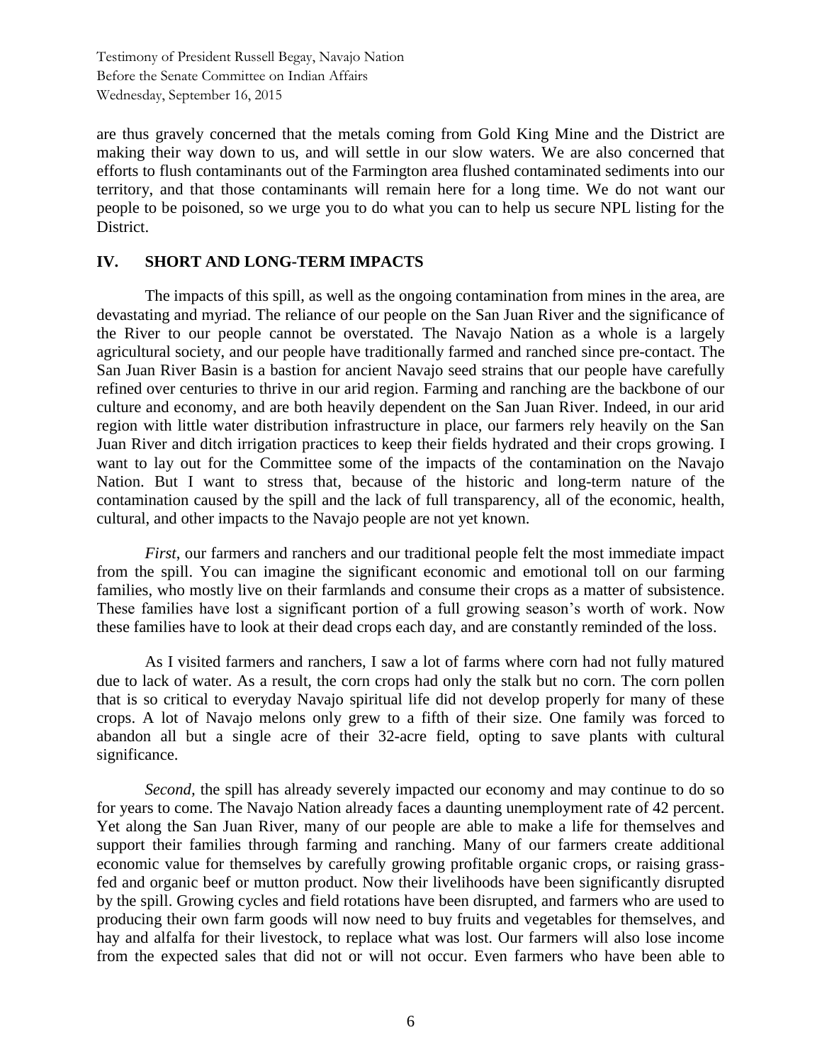are thus gravely concerned that the metals coming from Gold King Mine and the District are making their way down to us, and will settle in our slow waters. We are also concerned that efforts to flush contaminants out of the Farmington area flushed contaminated sediments into our territory, and that those contaminants will remain here for a long time. We do not want our people to be poisoned, so we urge you to do what you can to help us secure NPL listing for the District.

## IV. SHORT AND LONG-TERM IMPACTS

The impacts of this spill, as well as the ongoing contamination from mines in the area, are devastating and myriad. The reliance of our people on the San Juan River and the significance of the River to our people cannot be overstated. The Navajo Nation as a whole is a largely agricultural society, and our people have traditionally farmed and ranched since pre-contact. The San Juan River Basin is a bastion for ancient Navajo seed strains that our people have carefully refined over centuries to thrive in our arid region. Farming and ranching are the backbone of our culture and economy, and are both heavily dependent on the San Juan River. Indeed, in our arid region with little water distribution infrastructure in place, our farmers rely heavily on the San Juan River and ditch irrigation practices to keep their fields hydrated and their crops growing. I want to lay out for the Committee some of the impacts of the contamination on the Navajo Nation. But I want to stress that, because of the historic and long-term nature of the contamination caused by the spill and the lack of full transparency, all of the economic, health, cultural, and other impacts to the Navajo people are not yet known.

*First*, our farmers and ranchers and our traditional people felt the most immediate impact from the spill. You can imagine the significant economic and emotional toll on our farming families, who mostly live on their farmlands and consume their crops as a matter of subsistence. These families have lost a significant portion of a full growing season's worth of work. Now these families have to look at their dead crops each day, and are constantly reminded of the loss.

As I visited farmers and ranchers, I saw a lot of farms where corn had not fully matured due to lack of water. As a result, the corn crops had only the stalk but no corn. The corn pollen that is so critical to everyday Navajo spiritual life did not develop properly for many of these crops. A lot of Navajo melons only grew to a fifth of their size. One family was forced to abandon all but a single acre of their 32-acre field, opting to save plants with cultural significance.

*Second,* the spill has already severely impacted our economy and may continue to do so for years to come. The Navajo Nation already faces a daunting unemployment rate of 42 percent. Yet along the San Juan River, many of our people are able to make a life for themselves and support their families through farming and ranching. Many of our farmers create additional economic value for themselves by carefully growing profitable organic crops, or raising grass-fed and organic beef or mutton product. Now their livelihoods have been significantly disrupted by the spill. Growing cycles and field rotations have been disrupted, and farmers who are used to producing their own farm goods will now need to buy fruits and vegetables for themselves, and hay and alfalfa for their livestock, to replace what was lost. Our farmers will also lose income from the expected sales that did not or will not occur. Even farmers who have been able to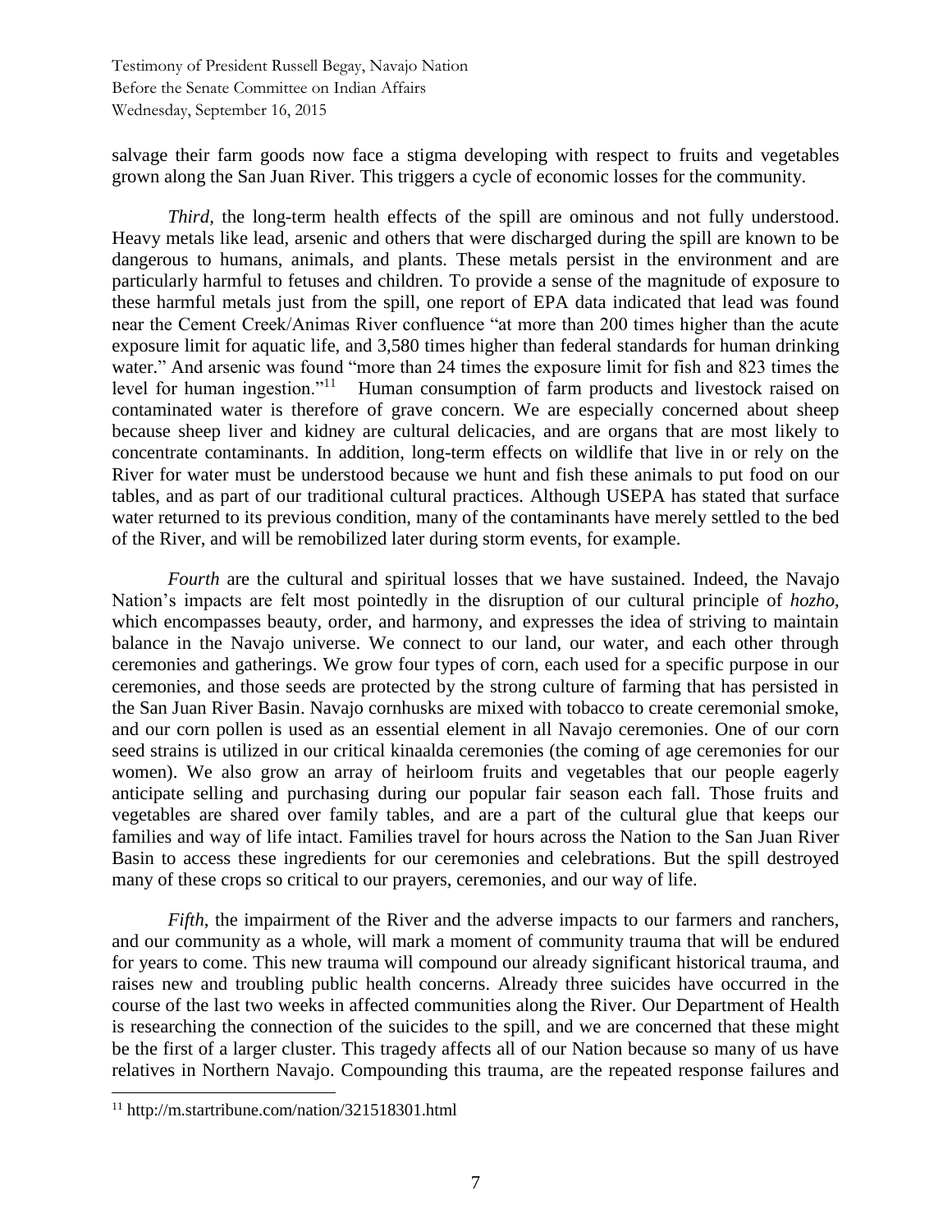salvage their farm goods now face a stigma developing with respect to fruits and vegetables grown along the San Juan River. This triggers a cycle of economic losses for the community.

*Third*, the long-term health effects of the spill are ominous and not fully understood. Heavy metals like lead, arsenic and others that were discharged during the spill are known to be dangerous to humans, animals, and plants. These metals persist in the environment and are particularly harmful to fetuses and children. To provide a sense of the magnitude of exposure to these harmful metals just from the spill, one report of EPA data indicated that lead was found near the Cement Creek/Animas River confluence "at more than 200 times higher than the acute exposure limit for aquatic life, and 3,580 times higher than federal standards for human drinking water." And arsenic was found "more than 24 times the exposure limit for fish and 823 times the level for human ingestion."[11] Human consumption of farm products and livestock raised on contaminated water is therefore of grave concern. We are especially concerned about sheep because sheep liver and kidney are cultural delicacies, and are organs that are most likely to concentrate contaminants. In addition, long-term effects on wildlife that live in or rely on the River for water must be understood because we hunt and fish these animals to put food on our tables, and as part of our traditional cultural practices. Although USEPA has stated that surface water returned to its previous condition, many of the contaminants have merely settled to the bed of the River, and will be remobilized later during storm events, for example.

*Fourth* are the cultural and spiritual losses that we have sustained. Indeed, the Navajo Nation's impacts are felt most pointedly in the disruption of our cultural principle of *hozho*, which encompasses beauty, order, and harmony, and expresses the idea of striving to maintain balance in the Navajo universe. We connect to our land, our water, and each other through ceremonies and gatherings. We grow four types of corn, each used for a specific purpose in our ceremonies, and those seeds are protected by the strong culture of farming that has persisted in the San Juan River Basin. Navajo cornhusks are mixed with tobacco to create ceremonial smoke, and our corn pollen is used as an essential element in all Navajo ceremonies. One of our corn seed strains is utilized in our critical kinaalda ceremonies (the coming of age ceremonies for our women). We also grow an array of heirloom fruits and vegetables that our people eagerly anticipate selling and purchasing during our popular fair season each fall. Those fruits and vegetables are shared over family tables, and are a part of the cultural glue that keeps our families and way of life intact. Families travel for hours across the Nation to the San Juan River Basin to access these ingredients for our ceremonies and celebrations. But the spill destroyed many of these crops so critical to our prayers, ceremonies, and our way of life.

*Fifth*, the impairment of the River and the adverse impacts to our farmers and ranchers, and our community as a whole, will mark a moment of community trauma that will be endured for years to come. This new trauma will compound our already significant historical trauma, and raises new and troubling public health concerns. Already three suicides have occurred in the course of the last two weeks in affected communities along the River. Our Department of Health is researching the connection of the suicides to the spill, and we are concerned that these might be the first of a larger cluster. This tragedy affects all of our Nation because so many of us have relatives in Northern Navajo. Compounding this trauma, are the repeated response failures and

---

[11] http://m.startribune.com/nation/321518301.html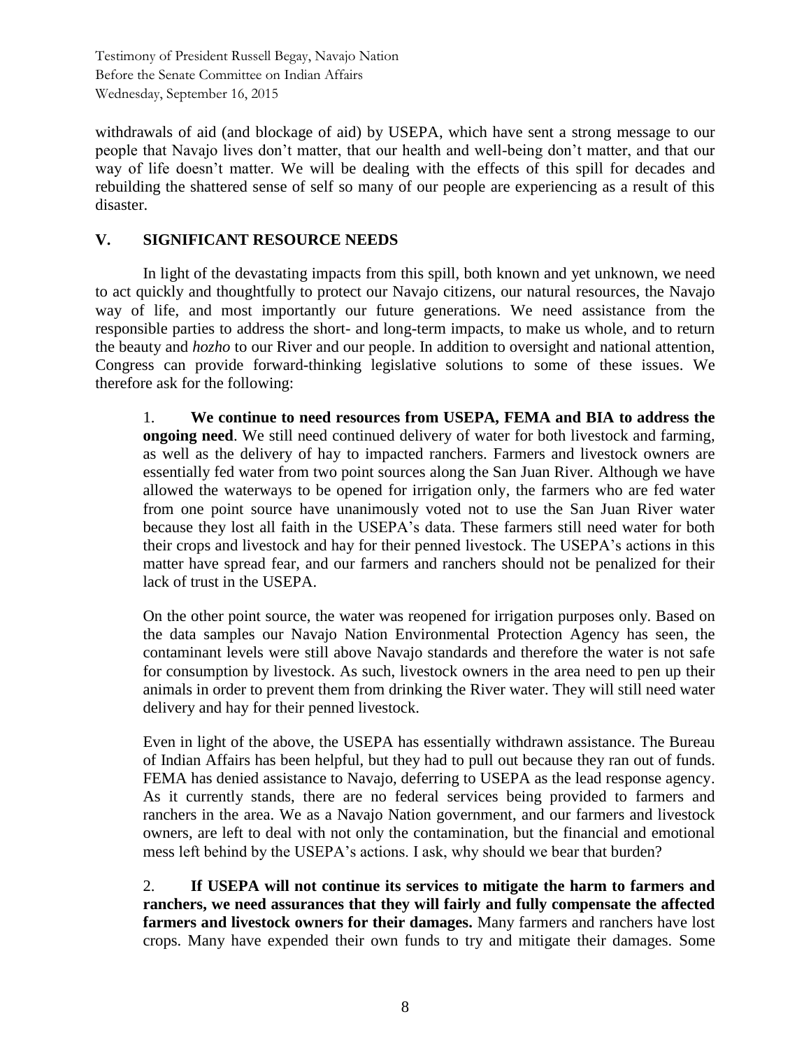withdrawals of aid (and blockage of aid) by USEPA, which have sent a strong message to our people that Navajo lives don't matter, that our health and well-being don't matter, and that our way of life doesn't matter. We will be dealing with the effects of this spill for decades and rebuilding the shattered sense of self so many of our people are experiencing as a result of this disaster.

## V. SIGNIFICANT RESOURCE NEEDS

In light of the devastating impacts from this spill, both known and yet unknown, we need to act quickly and thoughtfully to protect our Navajo citizens, our natural resources, the Navajo way of life, and most importantly our future generations. We need assistance from the responsible parties to address the short- and long-term impacts, to make us whole, and to return the beauty and *hozho* to our River and our people. In addition to oversight and national attention, Congress can provide forward-thinking legislative solutions to some of these issues. We therefore ask for the following:

1. **We continue to need resources from USEPA, FEMA and BIA to address the ongoing need**. We still need continued delivery of water for both livestock and farming, as well as the delivery of hay to impacted ranchers. Farmers and livestock owners are essentially fed water from two point sources along the San Juan River. Although we have allowed the waterways to be opened for irrigation only, the farmers who are fed water from one point source have unanimously voted not to use the San Juan River water because they lost all faith in the USEPA's data. These farmers still need water for both their crops and livestock and hay for their penned livestock. The USEPA's actions in this matter have spread fear, and our farmers and ranchers should not be penalized for their lack of trust in the USEPA.

   On the other point source, the water was reopened for irrigation purposes only. Based on the data samples our Navajo Nation Environmental Protection Agency has seen, the contaminant levels were still above Navajo standards and therefore the water is not safe for consumption by livestock. As such, livestock owners in the area need to pen up their animals in order to prevent them from drinking the River water. They will still need water delivery and hay for their penned livestock.

   Even in light of the above, the USEPA has essentially withdrawn assistance. The Bureau of Indian Affairs has been helpful, but they had to pull out because they ran out of funds. FEMA has denied assistance to Navajo, deferring to USEPA as the lead response agency. As it currently stands, there are no federal services being provided to farmers and ranchers in the area. We as a Navajo Nation government, and our farmers and livestock owners, are left to deal with not only the contamination, but the financial and emotional mess left behind by the USEPA's actions. I ask, why should we bear that burden?

2. **If USEPA will not continue its services to mitigate the harm to farmers and ranchers, we need assurances that they will fairly and fully compensate the affected farmers and livestock owners for their damages.** Many farmers and ranchers have lost crops. Many have expended their own funds to try and mitigate their damages. Some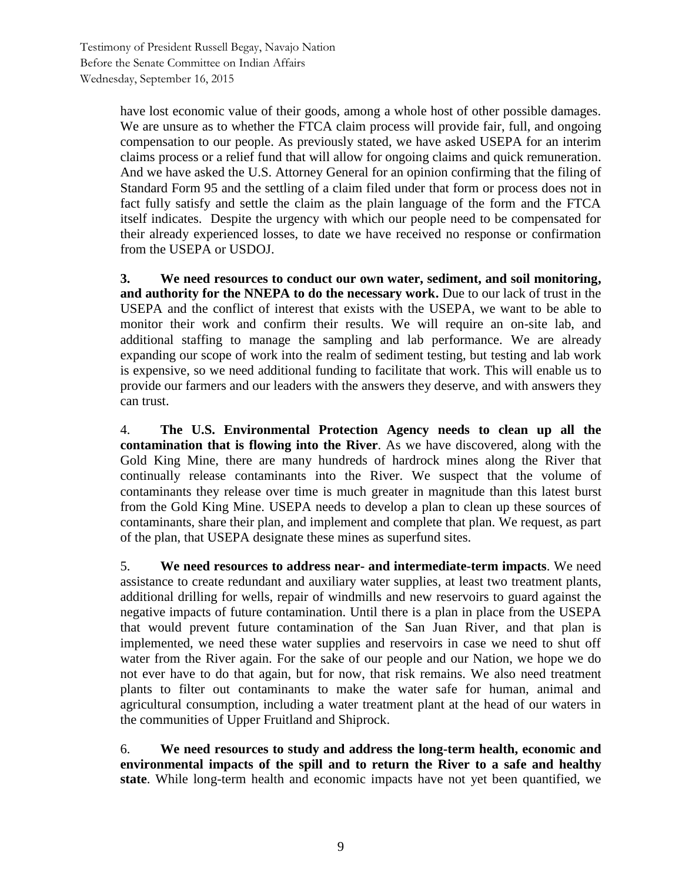have lost economic value of their goods, among a whole host of other possible damages. We are unsure as to whether the FTCA claim process will provide fair, full, and ongoing compensation to our people. As previously stated, we have asked USEPA for an interim claims process or a relief fund that will allow for ongoing claims and quick remuneration. And we have asked the U.S. Attorney General for an opinion confirming that the filing of Standard Form 95 and the settling of a claim filed under that form or process does not in fact fully satisfy and settle the claim as the plain language of the form and the FTCA itself indicates. Despite the urgency with which our people need to be compensated for their already experienced losses, to date we have received no response or confirmation from the USEPA or USDOJ.

3. **We need resources to conduct our own water, sediment, and soil monitoring, and authority for the NNEPA to do the necessary work.** Due to our lack of trust in the USEPA and the conflict of interest that exists with the USEPA, we want to be able to monitor their work and confirm their results. We will require an on-site lab, and additional staffing to manage the sampling and lab performance. We are already expanding our scope of work into the realm of sediment testing, but testing and lab work is expensive, so we need additional funding to facilitate that work. This will enable us to provide our farmers and our leaders with the answers they deserve, and with answers they can trust.

4. **The U.S. Environmental Protection Agency needs to clean up all the contamination that is flowing into the River**. As we have discovered, along with the Gold King Mine, there are many hundreds of hardrock mines along the River that continually release contaminants into the River. We suspect that the volume of contaminants they release over time is much greater in magnitude than this latest burst from the Gold King Mine. USEPA needs to develop a plan to clean up these sources of contaminants, share their plan, and implement and complete that plan. We request, as part of the plan, that USEPA designate these mines as superfund sites.

5. **We need resources to address near- and intermediate-term impacts**. We need assistance to create redundant and auxiliary water supplies, at least two treatment plants, additional drilling for wells, repair of windmills and new reservoirs to guard against the negative impacts of future contamination. Until there is a plan in place from the USEPA that would prevent future contamination of the San Juan River, and that plan is implemented, we need these water supplies and reservoirs in case we need to shut off water from the River again. For the sake of our people and our Nation, we hope we do not ever have to do that again, but for now, that risk remains. We also need treatment plants to filter out contaminants to make the water safe for human, animal and agricultural consumption, including a water treatment plant at the head of our waters in the communities of Upper Fruitland and Shiprock.

6. **We need resources to study and address the long-term health, economic and environmental impacts of the spill and to return the River to a safe and healthy state**. While long-term health and economic impacts have not yet been quantified, we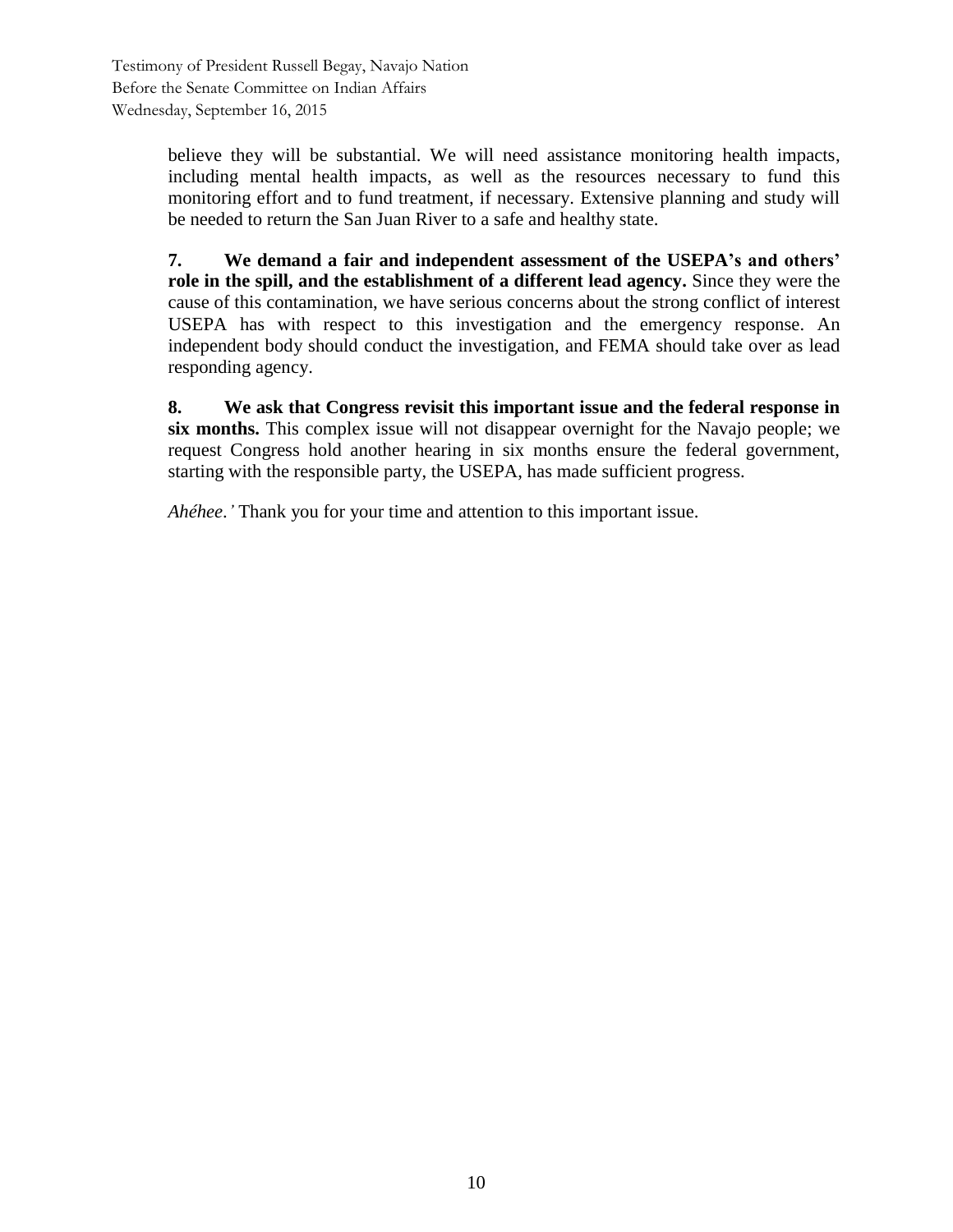believe they will be substantial. We will need assistance monitoring health impacts, including mental health impacts, as well as the resources necessary to fund this monitoring effort and to fund treatment, if necessary. Extensive planning and study will be needed to return the San Juan River to a safe and healthy state.

**7. We demand a fair and independent assessment of the USEPA's and others' role in the spill, and the establishment of a different lead agency.** Since they were the cause of this contamination, we have serious concerns about the strong conflict of interest USEPA has with respect to this investigation and the emergency response. An independent body should conduct the investigation, and FEMA should take over as lead responding agency.

**8. We ask that Congress revisit this important issue and the federal response in six months.** This complex issue will not disappear overnight for the Navajo people; we request Congress hold another hearing in six months ensure the federal government, starting with the responsible party, the USEPA, has made sufficient progress.

*Ahéhee.'* Thank you for your time and attention to this important issue.